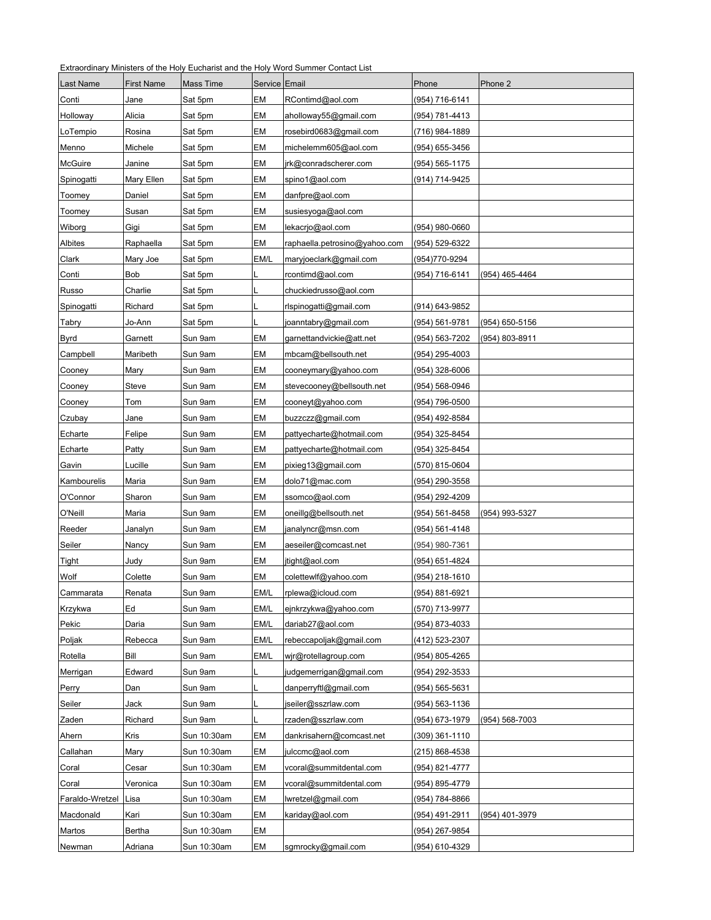Extraordinary Ministers of the Holy Eucharist and the Holy Word Summer Contact List

| Last Name | First Name | Mass Time | Service | Email | Phone | Phone 2 |
|---|---|---|---|---|---|---|
| Conti | Jane | Sat 5pm | EM | RContimd@aol.com | (954) 716-6141 | |
| Holloway | Alicia | Sat 5pm | EM | aholloway55@gmail.com | (954) 781-4413 | |
| LoTempio | Rosina | Sat 5pm | EM | rosebird0683@gmail.com | (716) 984-1889 | |
| Menno | Michele | Sat 5pm | EM | michelemm605@aol.com | (954) 655-3456 | |
| McGuire | Janine | Sat 5pm | EM | jrk@conradscherer.com | (954) 565-1175 | |
| Spinogatti | Mary Ellen | Sat 5pm | EM | spino1@aol.com | (914) 714-9425 | |
| Toomey | Daniel | Sat 5pm | EM | danfpre@aol.com | | |
| Toomey | Susan | Sat 5pm | EM | susiesyoga@aol.com | | |
| Wiborg | Gigi | Sat 5pm | EM | lekacrjo@aol.com | (954) 980-0660 | |
| Albites | Raphaella | Sat 5pm | EM | raphaella.petrosino@yahoo.com | (954) 529-6322 | |
| Clark | Mary Joe | Sat 5pm | EM/L | maryjoeclark@gmail.com | (954)770-9294 | |
| Conti | Bob | Sat 5pm | L | rcontimd@aol.com | (954) 716-6141 | (954) 465-4464 |
| Russo | Charlie | Sat 5pm | L | chuckiedrusso@aol.com | | |
| Spinogatti | Richard | Sat 5pm | L | rlspinogatti@gmail.com | (914) 643-9852 | |
| Tabry | Jo-Ann | Sat 5pm | L | joanntabry@gmail.com | (954) 561-9781 | (954) 650-5156 |
| Byrd | Garnett | Sun 9am | EM | garnettandvickie@att.net | (954) 563-7202 | (954) 803-8911 |
| Campbell | Maribeth | Sun 9am | EM | mbcam@bellsouth.net | (954) 295-4003 | |
| Cooney | Mary | Sun 9am | EM | cooneymary@yahoo.com | (954) 328-6006 | |
| Cooney | Steve | Sun 9am | EM | stevecooney@bellsouth.net | (954) 568-0946 | |
| Cooney | Tom | Sun 9am | EM | cooneyt@yahoo.com | (954) 796-0500 | |
| Czubay | Jane | Sun 9am | EM | buzzczz@gmail.com | (954) 492-8584 | |
| Echarte | Felipe | Sun 9am | EM | pattyecharte@hotmail.com | (954) 325-8454 | |
| Echarte | Patty | Sun 9am | EM | pattyecharte@hotmail.com | (954) 325-8454 | |
| Gavin | Lucille | Sun 9am | EM | pixieg13@gmail.com | (570) 815-0604 | |
| Kambourelis | Maria | Sun 9am | EM | dolo71@mac.com | (954) 290-3558 | |
| O'Connor | Sharon | Sun 9am | EM | ssomco@aol.com | (954) 292-4209 | |
| O'Neill | Maria | Sun 9am | EM | oneillg@bellsouth.net | (954) 561-8458 | (954) 993-5327 |
| Reeder | Janalyn | Sun 9am | EM | janalyncr@msn.com | (954) 561-4148 | |
| Seiler | Nancy | Sun 9am | EM | aeseiler@comcast.net | (954) 980-7361 | |
| Tight | Judy | Sun 9am | EM | jtight@aol.com | (954) 651-4824 | |
| Wolf | Colette | Sun 9am | EM | colettewlf@yahoo.com | (954) 218-1610 | |
| Cammarata | Renata | Sun 9am | EM/L | rplewa@icloud.com | (954) 881-6921 | |
| Krzykwa | Ed | Sun 9am | EM/L | ejnkrzykwa@yahoo.com | (570) 713-9977 | |
| Pekic | Daria | Sun 9am | EM/L | dariab27@aol.com | (954) 873-4033 | |
| Poljak | Rebecca | Sun 9am | EM/L | rebeccapoljak@gmail.com | (412) 523-2307 | |
| Rotella | Bill | Sun 9am | EM/L | wjr@rotellagroup.com | (954) 805-4265 | |
| Merrigan | Edward | Sun 9am | L | judgemerrigan@gmail.com | (954) 292-3533 | |
| Perry | Dan | Sun 9am | L | danperryftl@gmail.com | (954) 565-5631 | |
| Seiler | Jack | Sun 9am | L | jseiler@sszrlaw.com | (954) 563-1136 | |
| Zaden | Richard | Sun 9am | L | rzaden@sszrlaw.com | (954) 673-1979 | (954) 568-7003 |
| Ahern | Kris | Sun 10:30am | EM | dankrisahern@comcast.net | (309) 361-1110 | |
| Callahan | Mary | Sun 10:30am | EM | julccmc@aol.com | (215) 868-4538 | |
| Coral | Cesar | Sun 10:30am | EM | vcoral@summitdental.com | (954) 821-4777 | |
| Coral | Veronica | Sun 10:30am | EM | vcoral@summitdental.com | (954) 895-4779 | |
| Faraldo-Wretzel | Lisa | Sun 10:30am | EM | lwretzel@gmail.com | (954) 784-8866 | |
| Macdonald | Kari | Sun 10:30am | EM | kariday@aol.com | (954) 491-2911 | (954) 401-3979 |
| Martos | Bertha | Sun 10:30am | EM | | (954) 267-9854 | |
| Newman | Adriana | Sun 10:30am | EM | sgmrocky@gmail.com | (954) 610-4329 | |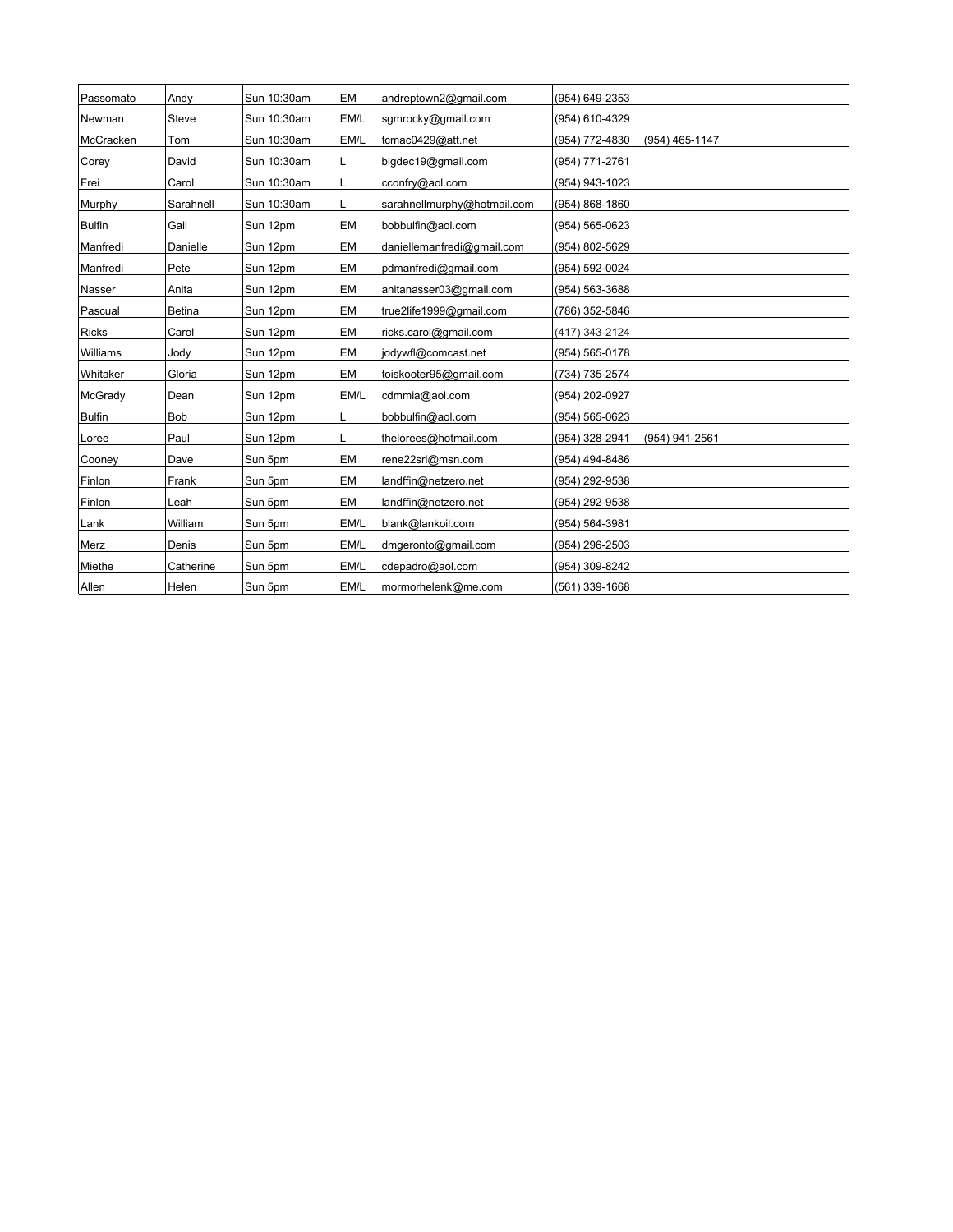| | | | | | | |
|---|---|---|---|---|---|---|
| Passomato | Andy | Sun 10:30am | EM | andreptown2@gmail.com | (954) 649-2353 | |
| Newman | Steve | Sun 10:30am | EM/L | sgmrocky@gmail.com | (954) 610-4329 | |
| McCracken | Tom | Sun 10:30am | EM/L | tcmac0429@att.net | (954) 772-4830 | (954) 465-1147 |
| Corey | David | Sun 10:30am | L | bigdec19@gmail.com | (954) 771-2761 | |
| Frei | Carol | Sun 10:30am | L | cconfry@aol.com | (954) 943-1023 | |
| Murphy | Sarahnell | Sun 10:30am | L | sarahnellmurphy@hotmail.com | (954) 868-1860 | |
| Bulfin | Gail | Sun 12pm | EM | bobbulfin@aol.com | (954) 565-0623 | |
| Manfredi | Danielle | Sun 12pm | EM | daniellemanfredi@gmail.com | (954) 802-5629 | |
| Manfredi | Pete | Sun 12pm | EM | pdmanfredi@gmail.com | (954) 592-0024 | |
| Nasser | Anita | Sun 12pm | EM | anitanasser03@gmail.com | (954) 563-3688 | |
| Pascual | Betina | Sun 12pm | EM | true2life1999@gmail.com | (786) 352-5846 | |
| Ricks | Carol | Sun 12pm | EM | ricks.carol@gmail.com | (417) 343-2124 | |
| Williams | Jody | Sun 12pm | EM | jodywfl@comcast.net | (954) 565-0178 | |
| Whitaker | Gloria | Sun 12pm | EM | toiskooter95@gmail.com | (734) 735-2574 | |
| McGrady | Dean | Sun 12pm | EM/L | cdmmia@aol.com | (954) 202-0927 | |
| Bulfin | Bob | Sun 12pm | L | bobbulfin@aol.com | (954) 565-0623 | |
| Loree | Paul | Sun 12pm | L | thelorees@hotmail.com | (954) 328-2941 | (954) 941-2561 |
| Cooney | Dave | Sun 5pm | EM | rene22srl@msn.com | (954) 494-8486 | |
| Finlon | Frank | Sun 5pm | EM | landffin@netzero.net | (954) 292-9538 | |
| Finlon | Leah | Sun 5pm | EM | landffin@netzero.net | (954) 292-9538 | |
| Lank | William | Sun 5pm | EM/L | blank@lankoil.com | (954) 564-3981 | |
| Merz | Denis | Sun 5pm | EM/L | dmgeronto@gmail.com | (954) 296-2503 | |
| Miethe | Catherine | Sun 5pm | EM/L | cdepadro@aol.com | (954) 309-8242 | |
| Allen | Helen | Sun 5pm | EM/L | mormorhelenk@me.com | (561) 339-1668 | |